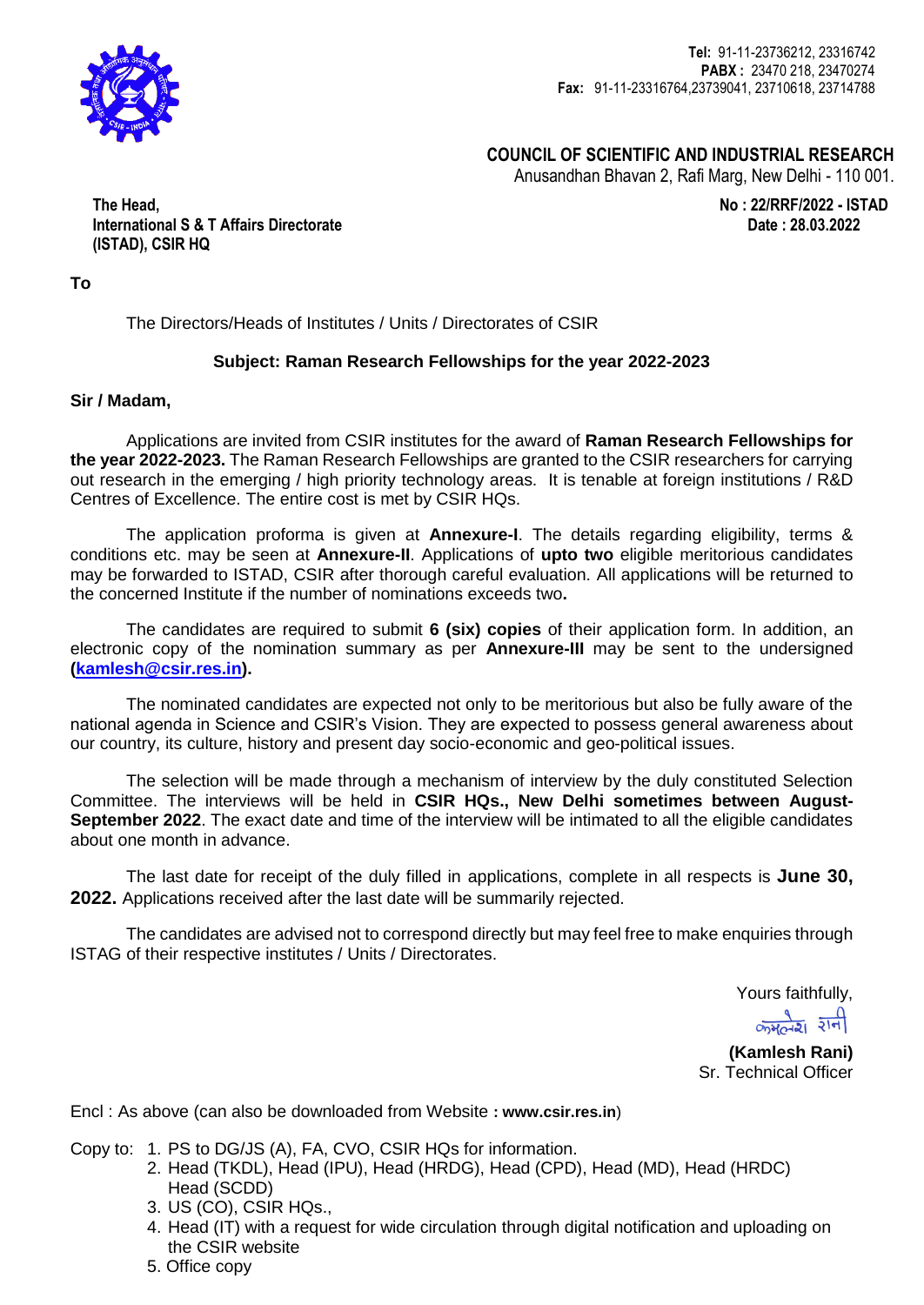Tel: 91-11-23736212, 23316742
PABX : 23470 218, 23470274
Fax: 91-11-23316764,23739041, 23710618, 23714788

**COUNCIL OF SCIENTIFIC AND INDUSTRIAL RESEARCH**
Anusandhan Bhavan 2, Rafi Marg, New Delhi - 110 001.

**The Head,**
**International S & T Affairs Directorate**
**(ISTAD), CSIR HQ**

**No : 22/RRF/2022 - ISTAD**
**Date : 28.03.2022**

**To**

The Directors/Heads of Institutes / Units / Directorates of CSIR

**Subject: Raman Research Fellowships for the year 2022-2023**

**Sir / Madam,**

Applications are invited from CSIR institutes for the award of **Raman Research Fellowships for the year 2022-2023.** The Raman Research Fellowships are granted to the CSIR researchers for carrying out research in the emerging / high priority technology areas. It is tenable at foreign institutions / R&D Centres of Excellence. The entire cost is met by CSIR HQs.

The application proforma is given at **Annexure-I**. The details regarding eligibility, terms & conditions etc. may be seen at **Annexure-II**. Applications of **upto two** eligible meritorious candidates may be forwarded to ISTAD, CSIR after thorough careful evaluation. All applications will be returned to the concerned Institute if the number of nominations exceeds two**.**

The candidates are required to submit **6 (six) copies** of their application form. In addition, an electronic copy of the nomination summary as per **Annexure-III** may be sent to the undersigned **(kamlesh@csir.res.in).**

The nominated candidates are expected not only to be meritorious but also be fully aware of the national agenda in Science and CSIR's Vision. They are expected to possess general awareness about our country, its culture, history and present day socio-economic and geo-political issues.

The selection will be made through a mechanism of interview by the duly constituted Selection Committee. The interviews will be held in **CSIR HQs., New Delhi sometimes between August-September 2022**. The exact date and time of the interview will be intimated to all the eligible candidates about one month in advance.

The last date for receipt of the duly filled in applications, complete in all respects is **June 30, 2022.** Applications received after the last date will be summarily rejected.

The candidates are advised not to correspond directly but may feel free to make enquiries through ISTAG of their respective institutes / Units / Directorates.

Yours faithfully,

कमलेश रानी

**(Kamlesh Rani)**
Sr. Technical Officer

Encl : As above (can also be downloaded from Website **: www.csir.res.in**)

Copy to:
1. PS to DG/JS (A), FA, CVO, CSIR HQs for information.
2. Head (TKDL), Head (IPU), Head (HRDG), Head (CPD), Head (MD), Head (HRDC) Head (SCDD)
3. US (CO), CSIR HQs.,
4. Head (IT) with a request for wide circulation through digital notification and uploading on the CSIR website
5. Office copy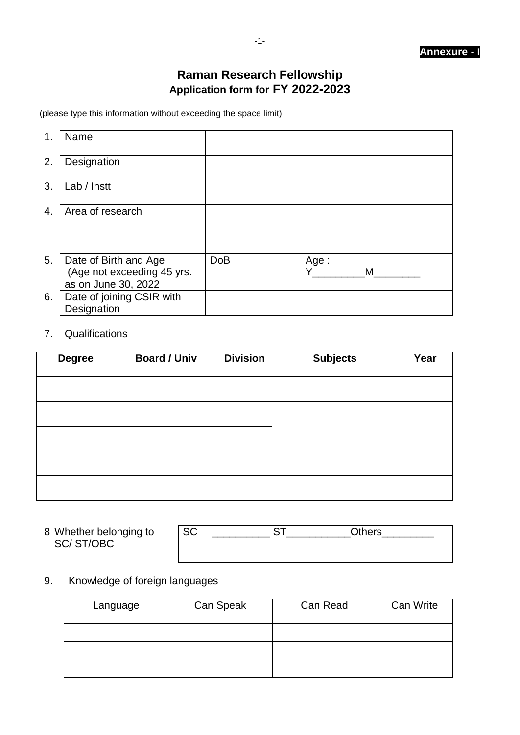**Annexure - I**

# Raman Research Fellowship

## Application form for FY 2022-2023

(please type this information without exceeding the space limit)

| | | | |
|---|---|---|---|
| 1. | Name | | |
| 2. | Designation | | |
| 3. | Lab / Instt | | |
| 4. | Area of research | | |
| 5. | Date of Birth and Age (Age not exceeding 45 yrs. as on June 30, 2022 | DoB | Age : Y_________M________ |
| 6. | Date of joining CSIR with Designation | | |

7. Qualifications

| Degree | Board / Univ | Division | Subjects | Year |
|---|---|---|---|---|
| | | | | |
| | | | | |
| | | | | |
| | | | | |
| | | | | |

| | |
|---|---|
| 8 Whether belonging to SC/ ST/OBC | SC __________ ST___________Others_________ |

9. Knowledge of foreign languages

| Language | Can Speak | Can Read | Can Write |
|---|---|---|---|
| | | | |
| | | | |
| | | | |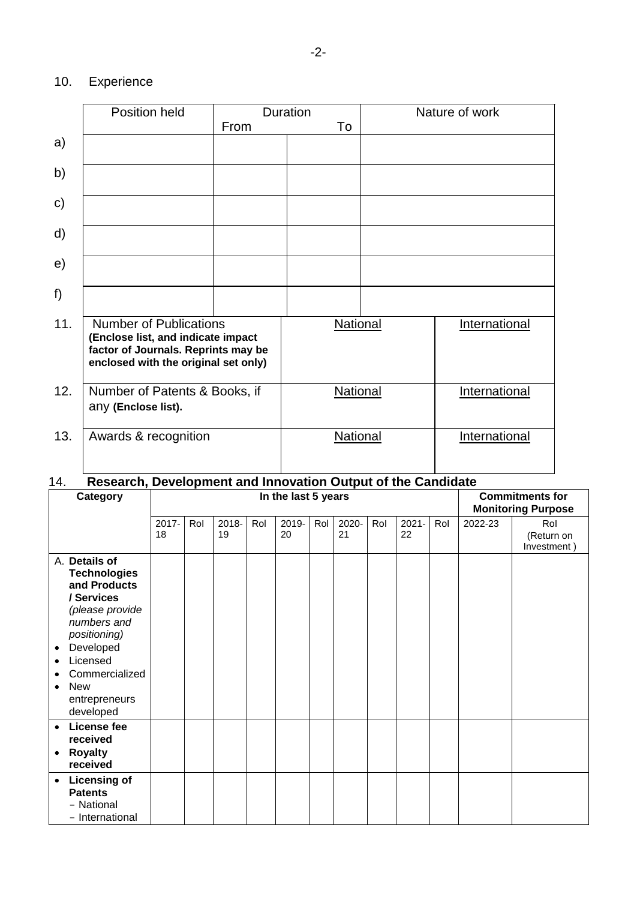10. Experience

| | Position held | Duration From | To | Nature of work |
|---|---|---|---|---|
| a) | | | | |
| b) | | | | |
| c) | | | | |
| d) | | | | |
| e) | | | | |
| f) | | | | |

| | | | |
|---|---|---|---|
| 11. | Number of Publications **(Enclose list, and indicate impact factor of Journals. Reprints may be enclosed with the original set only)** | National | International |
| 12. | Number of Patents & Books, if any **(Enclose list).** | National | International |
| 13. | Awards & recognition | National | International |

14. **Research, Development and Innovation Output of the Candidate**

| **Category** | **In the last 5 years** | | | | | | | | | | **Commitments for Monitoring Purpose** | |
|---|---|---|---|---|---|---|---|---|---|---|---|---|
| | 2017-18 | RoI | 2018-19 | RoI | 2019-20 | RoI | 2020-21 | RoI | 2021-22 | RoI | 2022-23 | RoI (Return on Investment ) |
| A. **Details of Technologies and Products / Services** *(please provide numbers and positioning)* <br>• Developed <br>• Licensed <br>• Commercialized <br>• New entrepreneurs developed | | | | | | | | | | | | |
| • **License fee received** <br>• **Royalty received** | | | | | | | | | | | | |
| • **Licensing of Patents** <br>- National <br>- International | | | | | | | | | | | | |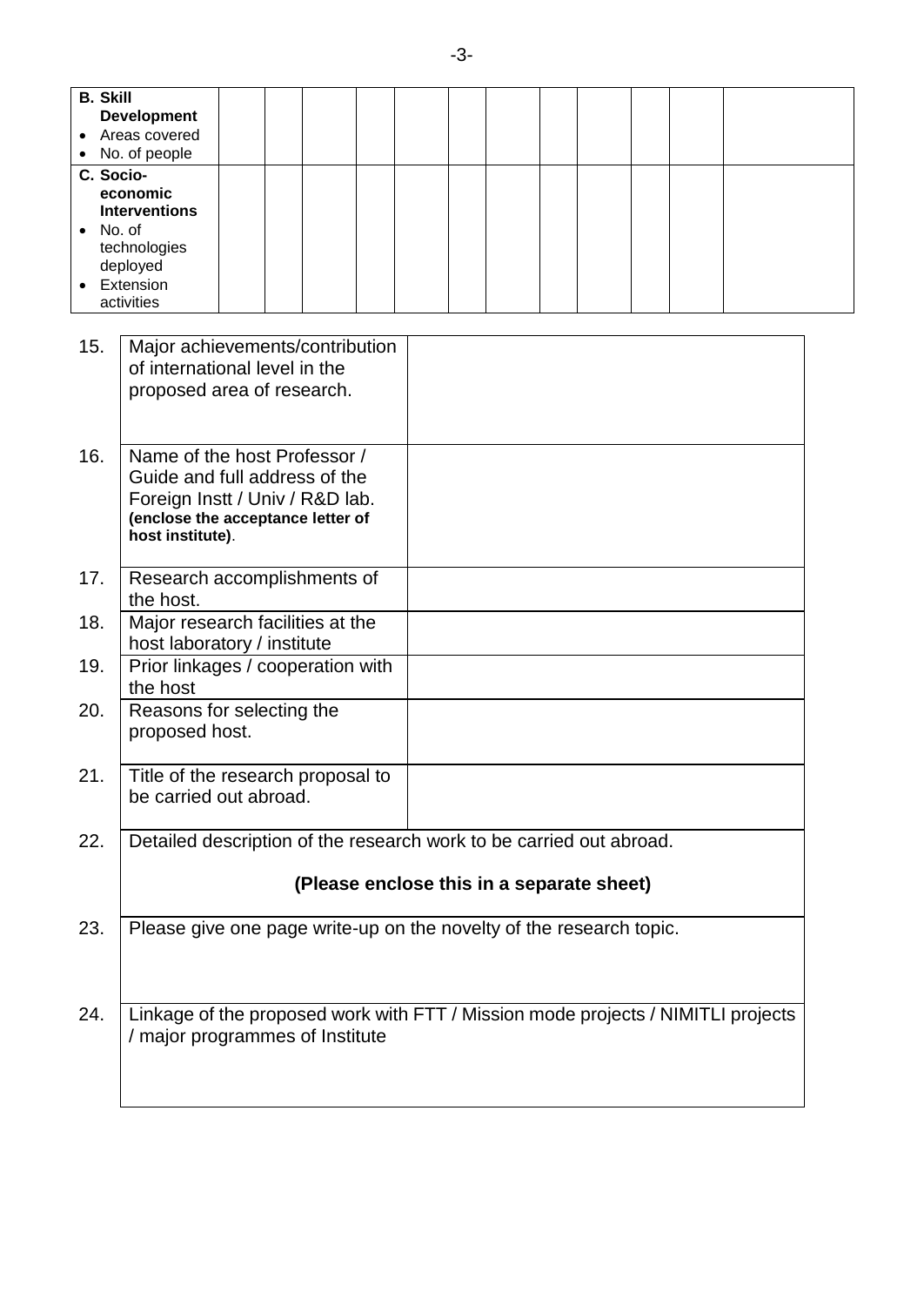| | | | | | | | | | | | |
|---|---|---|---|---|---|---|---|---|---|---|---|
| **B. Skill Development**<br>• Areas covered<br>• No. of people | | | | | | | | | | | |
| **C. Socio-economic Interventions**<br>• No. of technologies deployed<br>• Extension activities | | | | | | | | | | | |

| | | |
|---|---|---|
| 15. | Major achievements/contribution of international level in the proposed area of research. | |
| 16. | Name of the host Professor / Guide and full address of the Foreign Instt / Univ / R&D lab. **(enclose the acceptance letter of host institute)**. | |
| 17. | Research accomplishments of the host. | |
| 18. | Major research facilities at the host laboratory / institute | |
| 19. | Prior linkages / cooperation with the host | |
| 20. | Reasons for selecting the proposed host. | |
| 21. | Title of the research proposal to be carried out abroad. | |
| 22. | Detailed description of the research work to be carried out abroad.<br><br>**(Please enclose this in a separate sheet)** | |
| 23. | Please give one page write-up on the novelty of the research topic. | |
| 24. | Linkage of the proposed work with FTT / Mission mode projects / NIMITLI projects / major programmes of Institute | |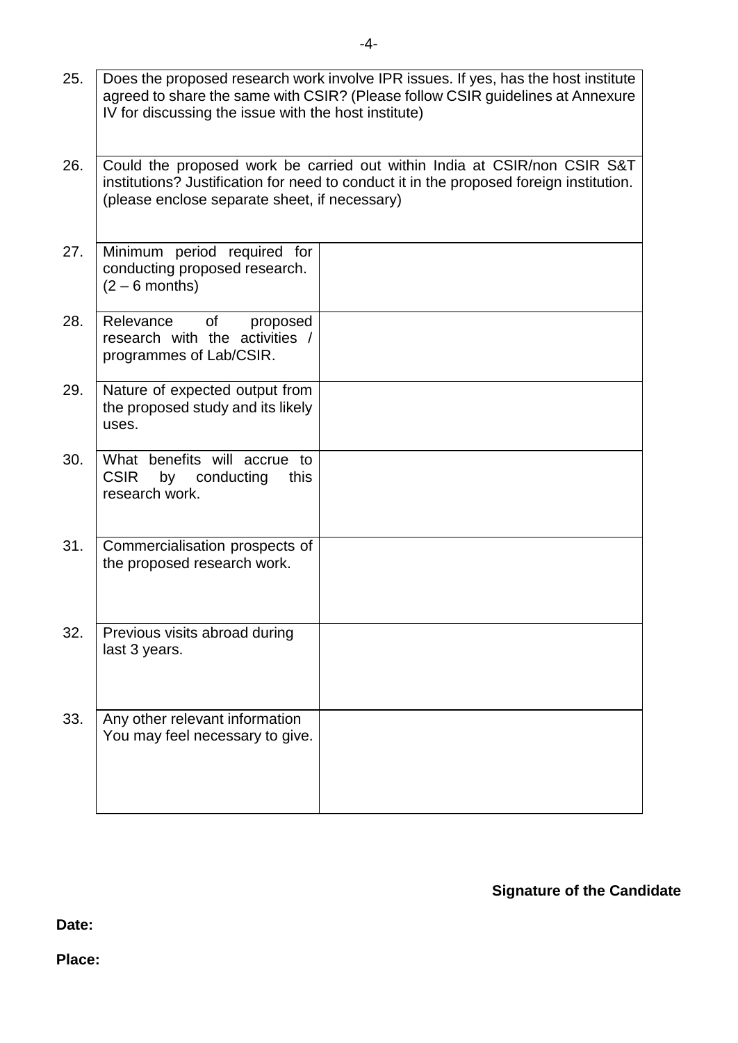| | | |
|---|---|---|
| 25. | Does the proposed research work involve IPR issues. If yes, has the host institute agreed to share the same with CSIR? (Please follow CSIR guidelines at Annexure IV for discussing the issue with the host institute) | |
| 26. | Could the proposed work be carried out within India at CSIR/non CSIR S&T institutions? Justification for need to conduct it in the proposed foreign institution. (please enclose separate sheet, if necessary) | |
| 27. | Minimum period required for conducting proposed research. (2 – 6 months) | |
| 28. | Relevance of proposed research with the activities / programmes of Lab/CSIR. | |
| 29. | Nature of expected output from the proposed study and its likely uses. | |
| 30. | What benefits will accrue to CSIR by conducting this research work. | |
| 31. | Commercialisation prospects of the proposed research work. | |
| 32. | Previous visits abroad during last 3 years. | |
| 33. | Any other relevant information You may feel necessary to give. | |

**Signature of the Candidate**

**Date:**

**Place:**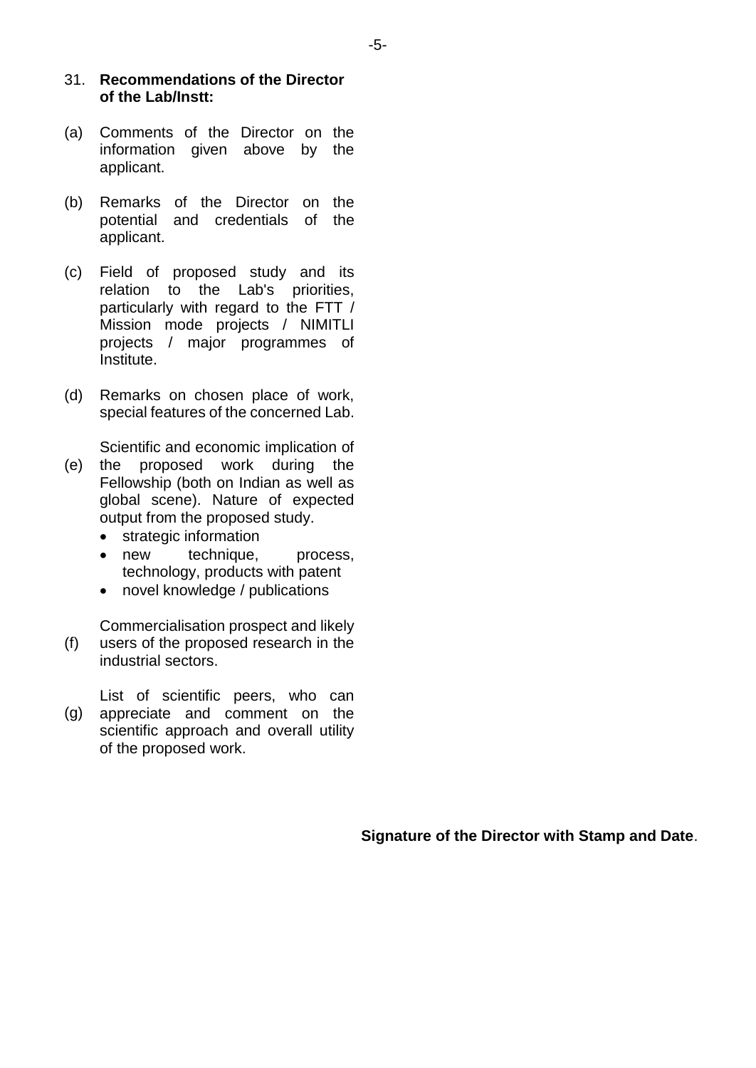31. **Recommendations of the Director of the Lab/Instt:**

(a) Comments of the Director on the information given above by the applicant.

(b) Remarks of the Director on the potential and credentials of the applicant.

(c) Field of proposed study and its relation to the Lab's priorities, particularly with regard to the FTT / Mission mode projects / NIMITLI projects / major programmes of Institute.

(d) Remarks on chosen place of work, special features of the concerned Lab.

(e) Scientific and economic implication of the proposed work during the Fellowship (both on Indian as well as global scene). Nature of expected output from the proposed study.

- strategic information
- new technique, process, technology, products with patent
- novel knowledge / publications

(f) Commercialisation prospect and likely users of the proposed research in the industrial sectors.

(g) List of scientific peers, who can appreciate and comment on the scientific approach and overall utility of the proposed work.

**Signature of the Director with Stamp and Date**.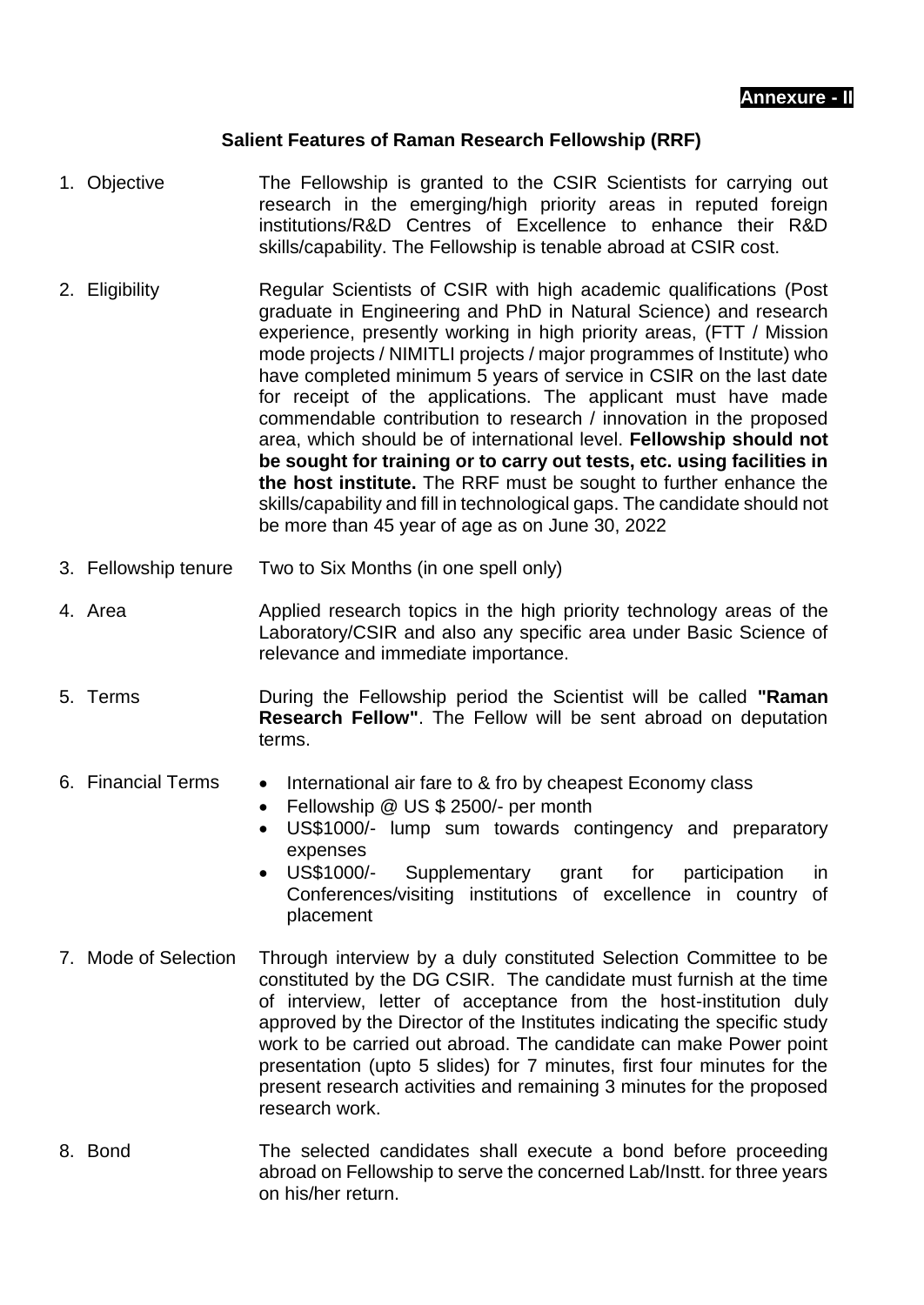**Annexure - II**

### Salient Features of Raman Research Fellowship (RRF)

1. **Objective** — The Fellowship is granted to the CSIR Scientists for carrying out research in the emerging/high priority areas in reputed foreign institutions/R&D Centres of Excellence to enhance their R&D skills/capability. The Fellowship is tenable abroad at CSIR cost.

2. **Eligibility** — Regular Scientists of CSIR with high academic qualifications (Post graduate in Engineering and PhD in Natural Science) and research experience, presently working in high priority areas, (FTT / Mission mode projects / NIMITLI projects / major programmes of Institute) who have completed minimum 5 years of service in CSIR on the last date for receipt of the applications. The applicant must have made commendable contribution to research / innovation in the proposed area, which should be of international level. **Fellowship should not be sought for training or to carry out tests, etc. using facilities in the host institute.** The RRF must be sought to further enhance the skills/capability and fill in technological gaps. The candidate should not be more than 45 year of age as on June 30, 2022

3. **Fellowship tenure** — Two to Six Months (in one spell only)

4. **Area** — Applied research topics in the high priority technology areas of the Laboratory/CSIR and also any specific area under Basic Science of relevance and immediate importance.

5. **Terms** — During the Fellowship period the Scientist will be called **"Raman Research Fellow"**. The Fellow will be sent abroad on deputation terms.

6. **Financial Terms**
   - International air fare to & fro by cheapest Economy class
   - Fellowship @ US $ 2500/- per month
   - US$1000/- lump sum towards contingency and preparatory expenses
   - US$1000/- Supplementary grant for participation in Conferences/visiting institutions of excellence in country of placement

7. **Mode of Selection** — Through interview by a duly constituted Selection Committee to be constituted by the DG CSIR. The candidate must furnish at the time of interview, letter of acceptance from the host-institution duly approved by the Director of the Institutes indicating the specific study work to be carried out abroad. The candidate can make Power point presentation (upto 5 slides) for 7 minutes, first four minutes for the present research activities and remaining 3 minutes for the proposed research work.

8. **Bond** — The selected candidates shall execute a bond before proceeding abroad on Fellowship to serve the concerned Lab/Instt. for three years on his/her return.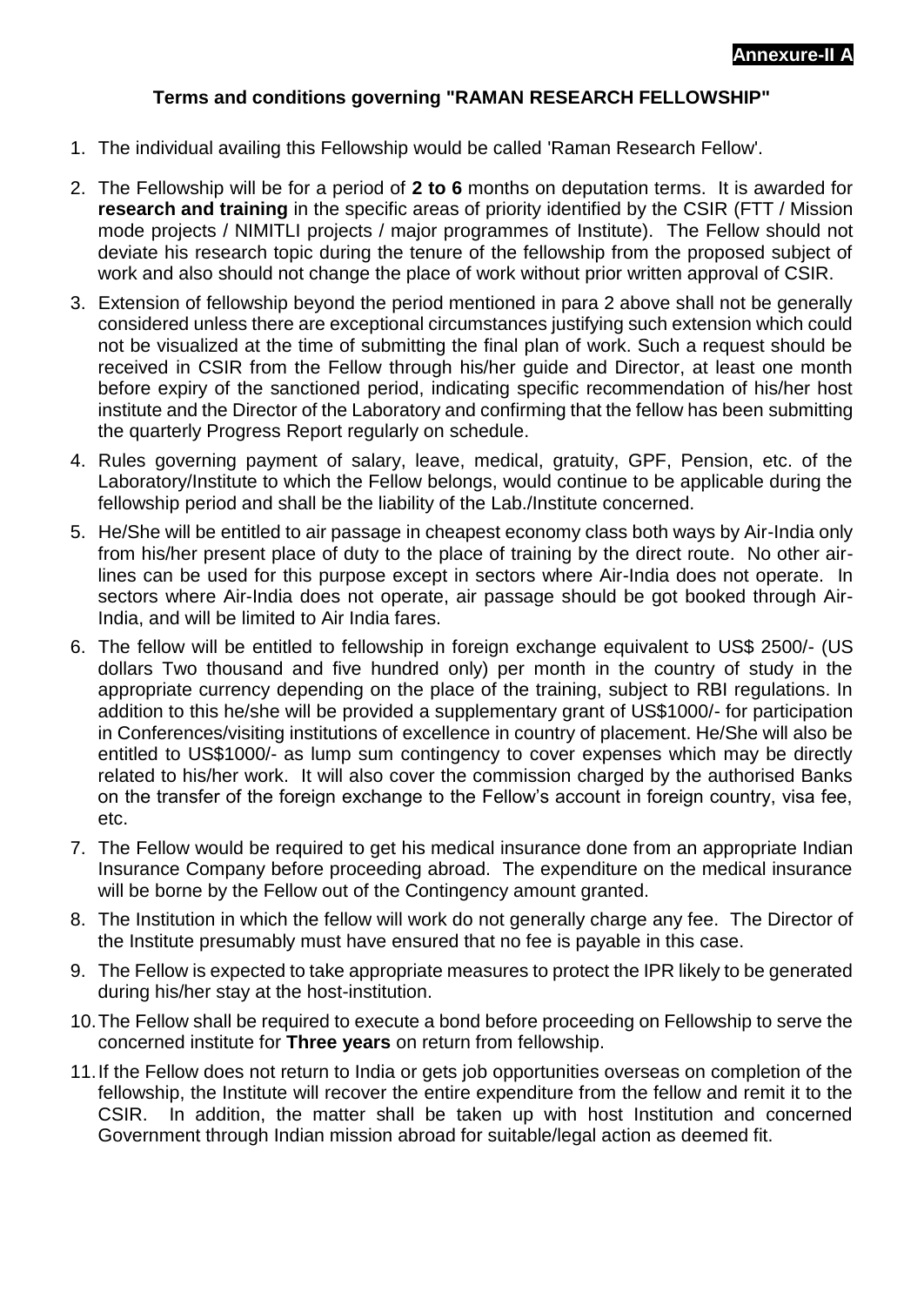**Annexure-II A**

## Terms and conditions governing "RAMAN RESEARCH FELLOWSHIP"

1. The individual availing this Fellowship would be called 'Raman Research Fellow'.
2. The Fellowship will be for a period of **2 to 6** months on deputation terms. It is awarded for **research and training** in the specific areas of priority identified by the CSIR (FTT / Mission mode projects / NIMITLI projects / major programmes of Institute). The Fellow should not deviate his research topic during the tenure of the fellowship from the proposed subject of work and also should not change the place of work without prior written approval of CSIR.
3. Extension of fellowship beyond the period mentioned in para 2 above shall not be generally considered unless there are exceptional circumstances justifying such extension which could not be visualized at the time of submitting the final plan of work. Such a request should be received in CSIR from the Fellow through his/her guide and Director, at least one month before expiry of the sanctioned period, indicating specific recommendation of his/her host institute and the Director of the Laboratory and confirming that the fellow has been submitting the quarterly Progress Report regularly on schedule.
4. Rules governing payment of salary, leave, medical, gratuity, GPF, Pension, etc. of the Laboratory/Institute to which the Fellow belongs, would continue to be applicable during the fellowship period and shall be the liability of the Lab./Institute concerned.
5. He/She will be entitled to air passage in cheapest economy class both ways by Air-India only from his/her present place of duty to the place of training by the direct route. No other air-lines can be used for this purpose except in sectors where Air-India does not operate. In sectors where Air-India does not operate, air passage should be got booked through Air-India, and will be limited to Air India fares.
6. The fellow will be entitled to fellowship in foreign exchange equivalent to US$ 2500/- (US dollars Two thousand and five hundred only) per month in the country of study in the appropriate currency depending on the place of the training, subject to RBI regulations. In addition to this he/she will be provided a supplementary grant of US$1000/- for participation in Conferences/visiting institutions of excellence in country of placement. He/She will also be entitled to US$1000/- as lump sum contingency to cover expenses which may be directly related to his/her work. It will also cover the commission charged by the authorised Banks on the transfer of the foreign exchange to the Fellow's account in foreign country, visa fee, etc.
7. The Fellow would be required to get his medical insurance done from an appropriate Indian Insurance Company before proceeding abroad. The expenditure on the medical insurance will be borne by the Fellow out of the Contingency amount granted.
8. The Institution in which the fellow will work do not generally charge any fee. The Director of the Institute presumably must have ensured that no fee is payable in this case.
9. The Fellow is expected to take appropriate measures to protect the IPR likely to be generated during his/her stay at the host-institution.
10. The Fellow shall be required to execute a bond before proceeding on Fellowship to serve the concerned institute for **Three years** on return from fellowship.
11. If the Fellow does not return to India or gets job opportunities overseas on completion of the fellowship, the Institute will recover the entire expenditure from the fellow and remit it to the CSIR. In addition, the matter shall be taken up with host Institution and concerned Government through Indian mission abroad for suitable/legal action as deemed fit.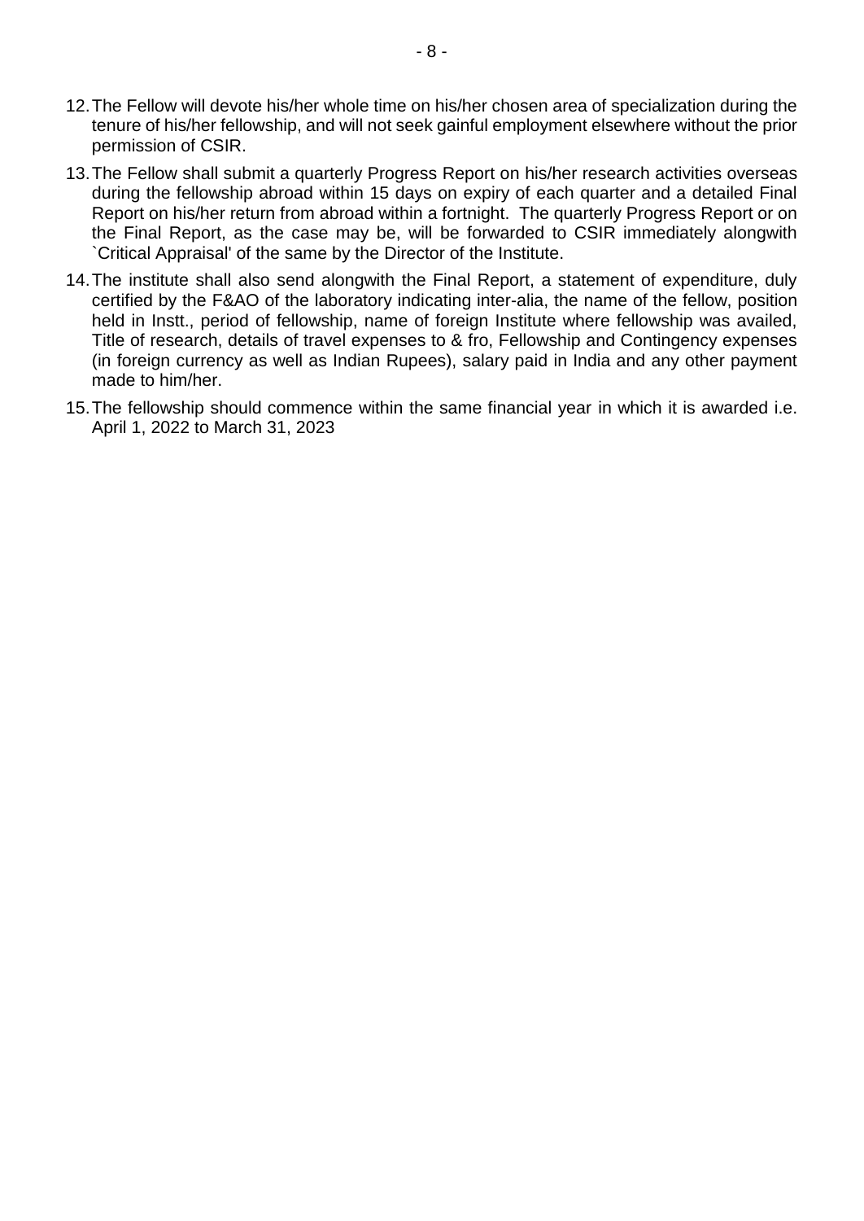12. The Fellow will devote his/her whole time on his/her chosen area of specialization during the tenure of his/her fellowship, and will not seek gainful employment elsewhere without the prior permission of CSIR.
13. The Fellow shall submit a quarterly Progress Report on his/her research activities overseas during the fellowship abroad within 15 days on expiry of each quarter and a detailed Final Report on his/her return from abroad within a fortnight. The quarterly Progress Report or on the Final Report, as the case may be, will be forwarded to CSIR immediately alongwith `Critical Appraisal' of the same by the Director of the Institute.
14. The institute shall also send alongwith the Final Report, a statement of expenditure, duly certified by the F&AO of the laboratory indicating inter-alia, the name of the fellow, position held in Instt., period of fellowship, name of foreign Institute where fellowship was availed, Title of research, details of travel expenses to & fro, Fellowship and Contingency expenses (in foreign currency as well as Indian Rupees), salary paid in India and any other payment made to him/her.
15. The fellowship should commence within the same financial year in which it is awarded i.e. April 1, 2022 to March 31, 2023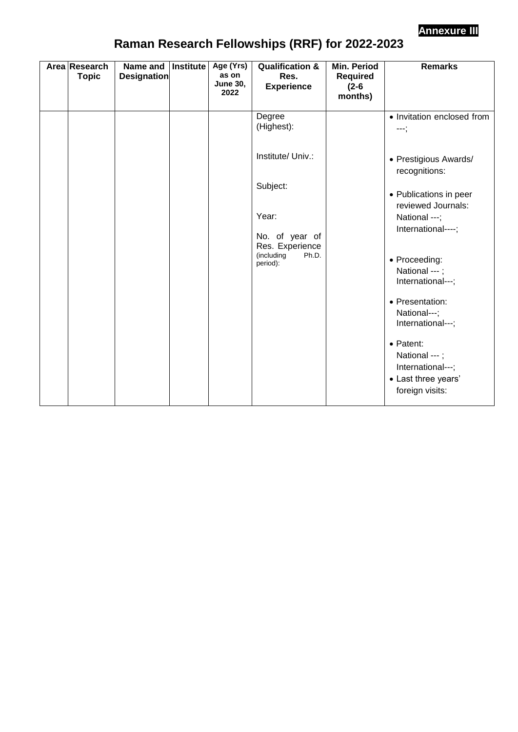**Annexure III**

# Raman Research Fellowships (RRF) for 2022-2023

| Area | Research Topic | Name and Designation | Institute | Age (Yrs) as on June 30, 2022 | Qualification & Res. Experience | Min. Period Required (2-6 months) | Remarks |
|---|---|---|---|---|---|---|---|
| | | | | | Degree (Highest):<br><br>Institute/ Univ.:<br><br>Subject:<br><br>Year:<br><br>No. of year of Res. Experience (including Ph.D. period): | | • Invitation enclosed from ---;<br><br>• Prestigious Awards/ recognitions:<br><br>• Publications in peer reviewed Journals: National ---; International----;<br><br>• Proceeding: National --- ; International---;<br><br>• Presentation: National---; International---;<br><br>• Patent: National --- ; International---;<br>• Last three years' foreign visits: |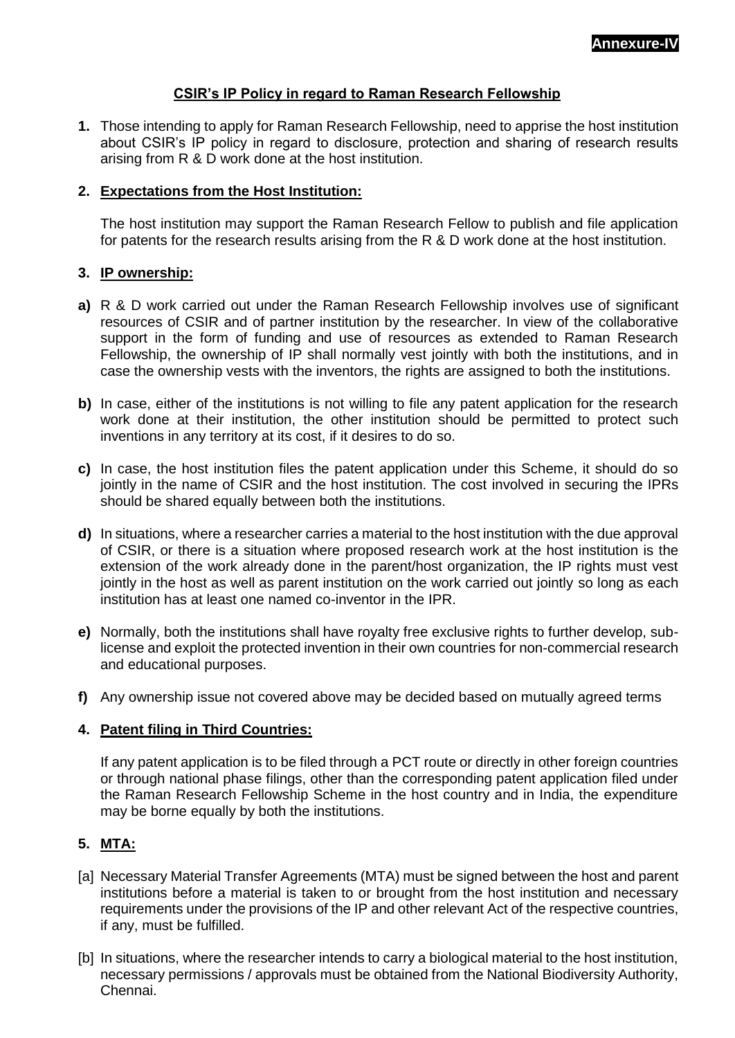**Annexure-IV**

## CSIR's IP Policy in regard to Raman Research Fellowship

**1.** Those intending to apply for Raman Research Fellowship, need to apprise the host institution about CSIR's IP policy in regard to disclosure, protection and sharing of research results arising from R & D work done at the host institution.

**2. Expectations from the Host Institution:**

The host institution may support the Raman Research Fellow to publish and file application for patents for the research results arising from the R & D work done at the host institution.

**3. IP ownership:**

**a)** R & D work carried out under the Raman Research Fellowship involves use of significant resources of CSIR and of partner institution by the researcher. In view of the collaborative support in the form of funding and use of resources as extended to Raman Research Fellowship, the ownership of IP shall normally vest jointly with both the institutions, and in case the ownership vests with the inventors, the rights are assigned to both the institutions.

**b)** In case, either of the institutions is not willing to file any patent application for the research work done at their institution, the other institution should be permitted to protect such inventions in any territory at its cost, if it desires to do so.

**c)** In case, the host institution files the patent application under this Scheme, it should do so jointly in the name of CSIR and the host institution. The cost involved in securing the IPRs should be shared equally between both the institutions.

**d)** In situations, where a researcher carries a material to the host institution with the due approval of CSIR, or there is a situation where proposed research work at the host institution is the extension of the work already done in the parent/host organization, the IP rights must vest jointly in the host as well as parent institution on the work carried out jointly so long as each institution has at least one named co-inventor in the IPR.

**e)** Normally, both the institutions shall have royalty free exclusive rights to further develop, sub-license and exploit the protected invention in their own countries for non-commercial research and educational purposes.

**f)** Any ownership issue not covered above may be decided based on mutually agreed terms

**4. Patent filing in Third Countries:**

If any patent application is to be filed through a PCT route or directly in other foreign countries or through national phase filings, other than the corresponding patent application filed under the Raman Research Fellowship Scheme in the host country and in India, the expenditure may be borne equally by both the institutions.

**5. MTA:**

[a] Necessary Material Transfer Agreements (MTA) must be signed between the host and parent institutions before a material is taken to or brought from the host institution and necessary requirements under the provisions of the IP and other relevant Act of the respective countries, if any, must be fulfilled.

[b] In situations, where the researcher intends to carry a biological material to the host institution, necessary permissions / approvals must be obtained from the National Biodiversity Authority, Chennai.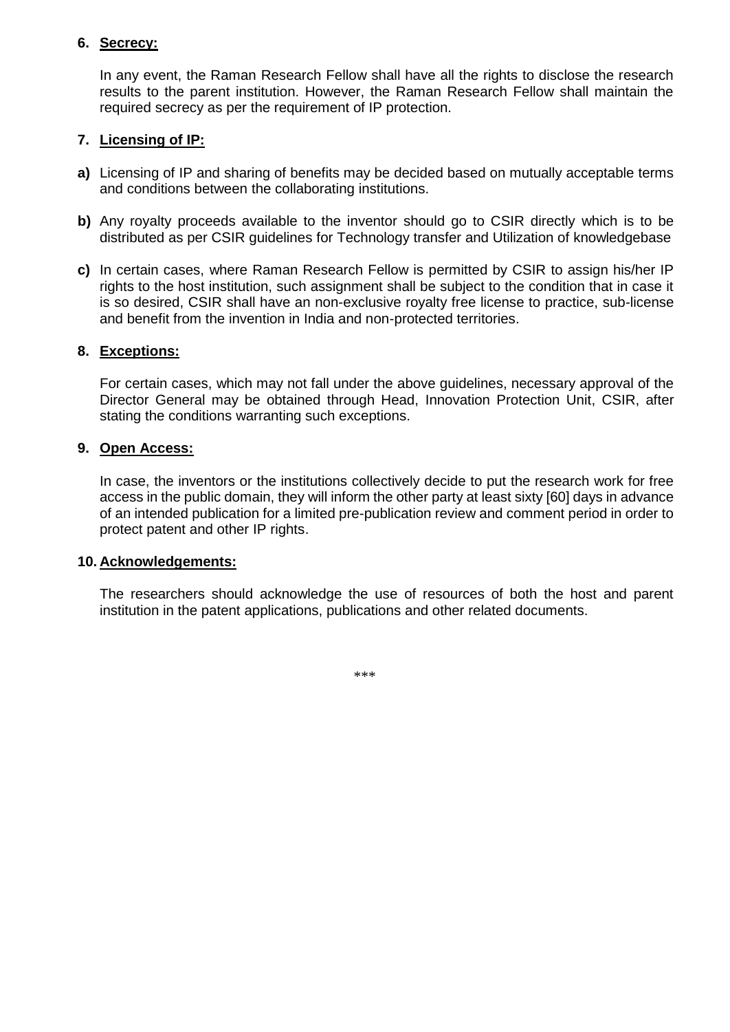**6. <u>Secrecy:</u>**

In any event, the Raman Research Fellow shall have all the rights to disclose the research results to the parent institution. However, the Raman Research Fellow shall maintain the required secrecy as per the requirement of IP protection.

**7. <u>Licensing of IP:</u>**

**a)** Licensing of IP and sharing of benefits may be decided based on mutually acceptable terms and conditions between the collaborating institutions.

**b)** Any royalty proceeds available to the inventor should go to CSIR directly which is to be distributed as per CSIR guidelines for Technology transfer and Utilization of knowledgebase

**c)** In certain cases, where Raman Research Fellow is permitted by CSIR to assign his/her IP rights to the host institution, such assignment shall be subject to the condition that in case it is so desired, CSIR shall have an non-exclusive royalty free license to practice, sub-license and benefit from the invention in India and non-protected territories.

**8. <u>Exceptions:</u>**

For certain cases, which may not fall under the above guidelines, necessary approval of the Director General may be obtained through Head, Innovation Protection Unit, CSIR, after stating the conditions warranting such exceptions.

**9. <u>Open Access:</u>**

In case, the inventors or the institutions collectively decide to put the research work for free access in the public domain, they will inform the other party at least sixty [60] days in advance of an intended publication for a limited pre-publication review and comment period in order to protect patent and other IP rights.

**10. <u>Acknowledgements:</u>**

The researchers should acknowledge the use of resources of both the host and parent institution in the patent applications, publications and other related documents.

***